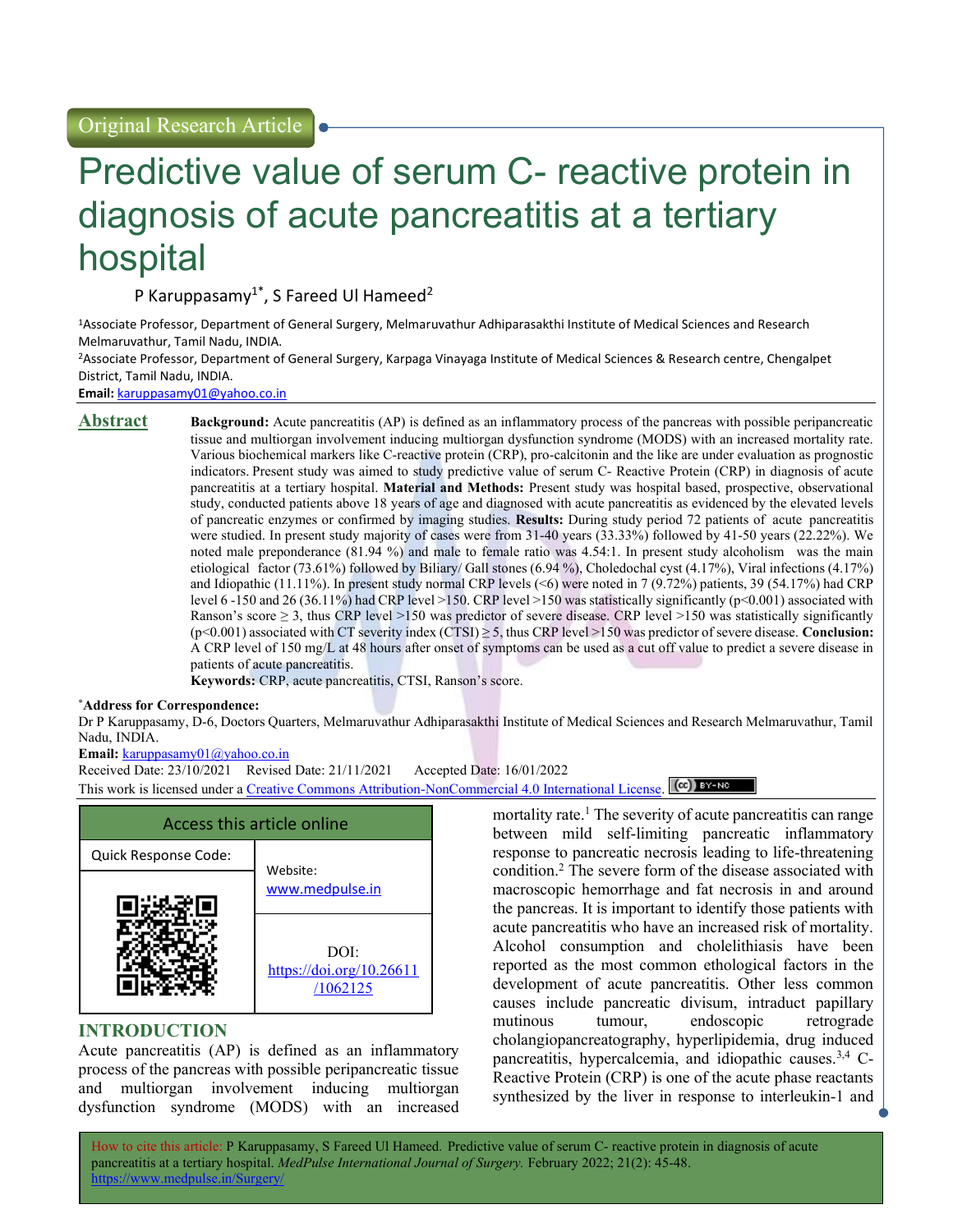Original Research Article

# Predictive value of serum C- reactive protein in diagnosis of acute pancreatitis at a tertiary hospital

P Karuppasamy[1*], S Fareed Ul Hameed[2]

[1]Associate Professor, Department of General Surgery, Melmaruvathur Adhiparasakthi Institute of Medical Sciences and Research Melmaruvathur, Tamil Nadu, INDIA.

[2]Associate Professor, Department of General Surgery, Karpaga Vinayaga Institute of Medical Sciences & Research centre, Chengalpet District, Tamil Nadu, INDIA.

**Email:** karuppasamy01@yahoo.co.in

## Abstract

**Background:** Acute pancreatitis (AP) is defined as an inflammatory process of the pancreas with possible peripancreatic tissue and multiorgan involvement inducing multiorgan dysfunction syndrome (MODS) with an increased mortality rate. Various biochemical markers like C-reactive protein (CRP), pro-calcitonin and the like are under evaluation as prognostic indicators. Present study was aimed to study predictive value of serum C- Reactive Protein (CRP) in diagnosis of acute pancreatitis at a tertiary hospital. **Material and Methods:** Present study was hospital based, prospective, observational study, conducted patients above 18 years of age and diagnosed with acute pancreatitis as evidenced by the elevated levels of pancreatic enzymes or confirmed by imaging studies. **Results:** During study period 72 patients of acute pancreatitis were studied. In present study majority of cases were from 31-40 years (33.33%) followed by 41-50 years (22.22%). We noted male preponderance (81.94 %) and male to female ratio was 4.54:1. In present study alcoholism was the main etiological factor (73.61%) followed by Biliary/ Gall stones (6.94 %), Choledochal cyst (4.17%), Viral infections (4.17%) and Idiopathic (11.11%). In present study normal CRP levels (<6) were noted in 7 (9.72%) patients, 39 (54.17%) had CRP level 6 -150 and 26 (36.11%) had CRP level >150. CRP level >150 was statistically significantly ($p<0.001$) associated with Ranson's score ≥ 3, thus CRP level >150 was predictor of severe disease. CRP level >150 was statistically significantly ($p<0.001$) associated with CT severity index (CTSI) ≥ 5, thus CRP level >150 was predictor of severe disease. **Conclusion:** A CRP level of 150 mg/L at 48 hours after onset of symptoms can be used as a cut off value to predict a severe disease in patients of acute pancreatitis.

**Keywords:** CRP, acute pancreatitis, CTSI, Ranson's score.

**\*Address for Correspondence:**

Dr P Karuppasamy, D-6, Doctors Quarters, Melmaruvathur Adhiparasakthi Institute of Medical Sciences and Research Melmaruvathur, Tamil Nadu, INDIA.

**Email:** karuppasamy01@yahoo.co.in

Received Date: 23/10/2021 Revised Date: 21/11/2021 Accepted Date: 16/01/2022

This work is licensed under a Creative Commons Attribution-NonCommercial 4.0 International License.

| Access this article online | |
|---|---|
| Quick Response Code: | Website: www.medpulse.in |
| | DOI: https://doi.org/10.26611/1062125 |

## INTRODUCTION

Acute pancreatitis (AP) is defined as an inflammatory process of the pancreas with possible peripancreatic tissue and multiorgan involvement inducing multiorgan dysfunction syndrome (MODS) with an increased mortality rate.[1] The severity of acute pancreatitis can range between mild self-limiting pancreatic inflammatory response to pancreatic necrosis leading to life-threatening condition.[2] The severe form of the disease associated with macroscopic hemorrhage and fat necrosis in and around the pancreas. It is important to identify those patients with acute pancreatitis who have an increased risk of mortality. Alcohol consumption and cholelithiasis have been reported as the most common ethological factors in the development of acute pancreatitis. Other less common causes include pancreatic divisum, intraduct papillary mutinous tumour, endoscopic retrograde cholangiopancreatography, hyperlipidemia, drug induced pancreatitis, hypercalcemia, and idiopathic causes.[3,4] C-Reactive Protein (CRP) is one of the acute phase reactants synthesized by the liver in response to interleukin-1 and

How to cite this article: P Karuppasamy, S Fareed Ul Hameed. Predictive value of serum C- reactive protein in diagnosis of acute pancreatitis at a tertiary hospital. *MedPulse International Journal of Surgery.* February 2022; 21(2): 45-48. https://www.medpulse.in/Surgery/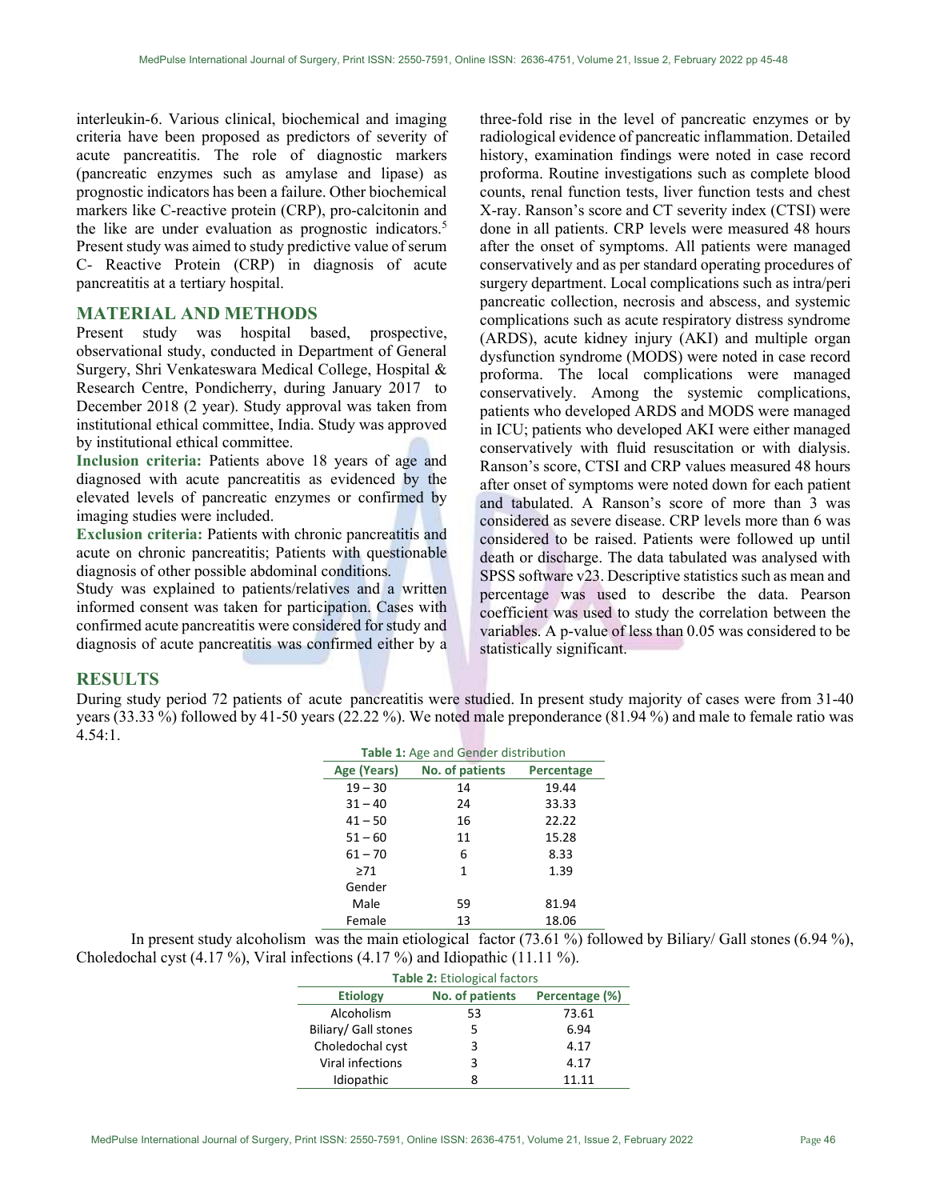interleukin-6. Various clinical, biochemical and imaging criteria have been proposed as predictors of severity of acute pancreatitis. The role of diagnostic markers (pancreatic enzymes such as amylase and lipase) as prognostic indicators has been a failure. Other biochemical markers like C-reactive protein (CRP), pro-calcitonin and the like are under evaluation as prognostic indicators.[5] Present study was aimed to study predictive value of serum C- Reactive Protein (CRP) in diagnosis of acute pancreatitis at a tertiary hospital.

## MATERIAL AND METHODS

Present study was hospital based, prospective, observational study, conducted in Department of General Surgery, Shri Venkateswara Medical College, Hospital & Research Centre, Pondicherry, during January 2017 to December 2018 (2 year). Study approval was taken from institutional ethical committee, India. Study was approved by institutional ethical committee.

**Inclusion criteria:** Patients above 18 years of age and diagnosed with acute pancreatitis as evidenced by the elevated levels of pancreatic enzymes or confirmed by imaging studies were included.

**Exclusion criteria:** Patients with chronic pancreatitis and acute on chronic pancreatitis; Patients with questionable diagnosis of other possible abdominal conditions.

Study was explained to patients/relatives and a written informed consent was taken for participation. Cases with confirmed acute pancreatitis were considered for study and diagnosis of acute pancreatitis was confirmed either by a three-fold rise in the level of pancreatic enzymes or by radiological evidence of pancreatic inflammation. Detailed history, examination findings were noted in case record proforma. Routine investigations such as complete blood counts, renal function tests, liver function tests and chest X-ray. Ranson's score and CT severity index (CTSI) were done in all patients. CRP levels were measured 48 hours after the onset of symptoms. All patients were managed conservatively and as per standard operating procedures of surgery department. Local complications such as intra/peri pancreatic collection, necrosis and abscess, and systemic complications such as acute respiratory distress syndrome (ARDS), acute kidney injury (AKI) and multiple organ dysfunction syndrome (MODS) were noted in case record proforma. The local complications were managed conservatively. Among the systemic complications, patients who developed ARDS and MODS were managed in ICU; patients who developed AKI were either managed conservatively with fluid resuscitation or with dialysis. Ranson's score, CTSI and CRP values measured 48 hours after onset of symptoms were noted down for each patient and tabulated. A Ranson's score of more than 3 was considered as severe disease. CRP levels more than 6 was considered to be raised. Patients were followed up until death or discharge. The data tabulated was analysed with SPSS software v23. Descriptive statistics such as mean and percentage was used to describe the data. Pearson coefficient was used to study the correlation between the variables. A p-value of less than 0.05 was considered to be statistically significant.

## RESULTS

During study period 72 patients of acute pancreatitis were studied. In present study majority of cases were from 31-40 years (33.33 %) followed by 41-50 years (22.22 %). We noted male preponderance (81.94 %) and male to female ratio was 4.54:1.

**Table 1:** Age and Gender distribution

| Age (Years) | No. of patients | Percentage |
|---|---|---|
| 19 – 30 | 14 | 19.44 |
| 31 – 40 | 24 | 33.33 |
| 41 – 50 | 16 | 22.22 |
| 51 – 60 | 11 | 15.28 |
| 61 – 70 | 6 | 8.33 |
| ≥71 | 1 | 1.39 |
| Gender | | |
| Male | 59 | 81.94 |
| Female | 13 | 18.06 |

In present study alcoholism was the main etiological factor (73.61 %) followed by Biliary/ Gall stones (6.94 %), Choledochal cyst (4.17 %), Viral infections (4.17 %) and Idiopathic (11.11 %).

**Table 2:** Etiological factors

| Etiology | No. of patients | Percentage (%) |
|---|---|---|
| Alcoholism | 53 | 73.61 |
| Biliary/ Gall stones | 5 | 6.94 |
| Choledochal cyst | 3 | 4.17 |
| Viral infections | 3 | 4.17 |
| Idiopathic | 8 | 11.11 |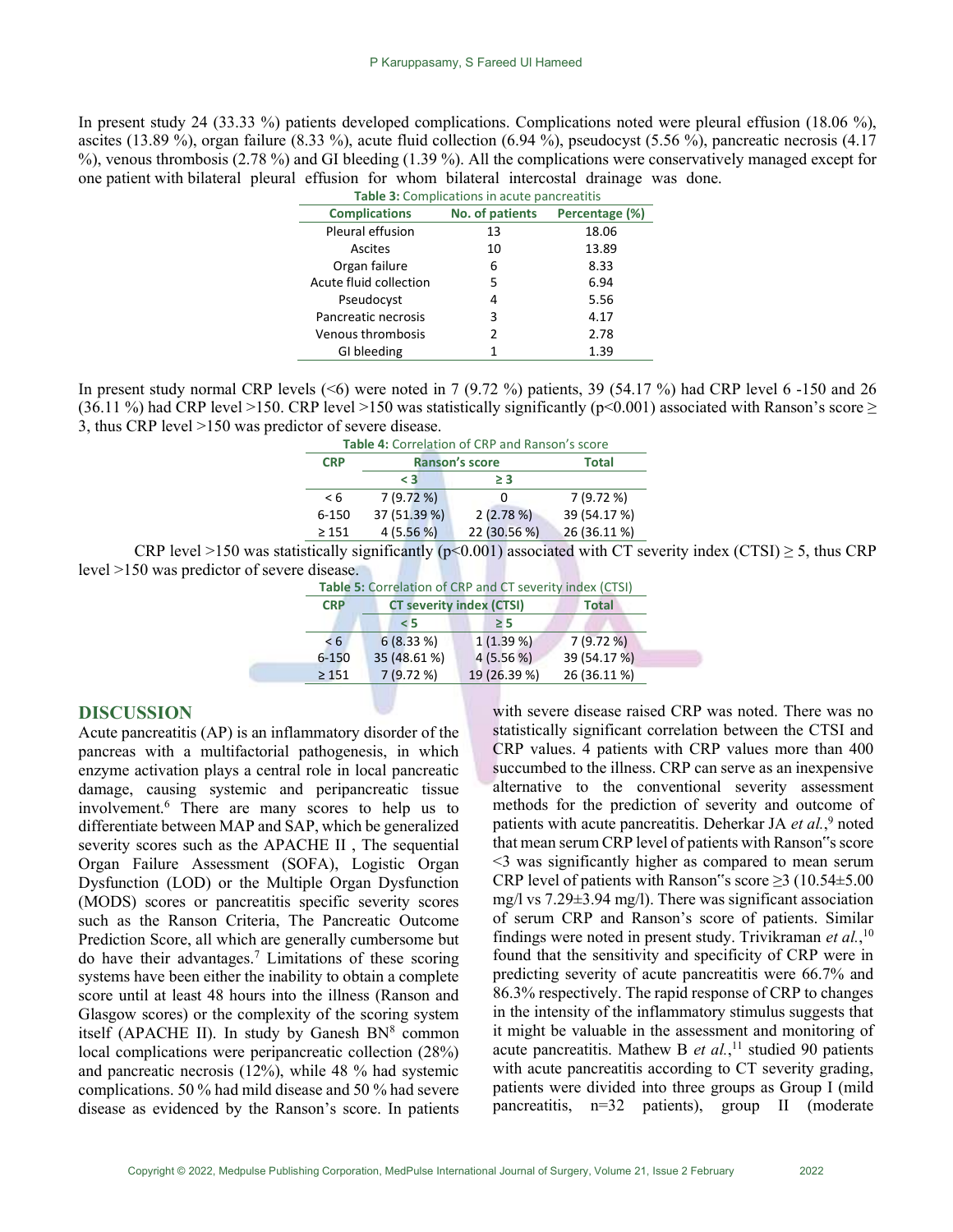In present study 24 (33.33 %) patients developed complications. Complications noted were pleural effusion (18.06 %), ascites (13.89 %), organ failure (8.33 %), acute fluid collection (6.94 %), pseudocyst (5.56 %), pancreatic necrosis (4.17 %), venous thrombosis (2.78 %) and GI bleeding (1.39 %). All the complications were conservatively managed except for one patient with bilateral pleural effusion for whom bilateral intercostal drainage was done.

**Table 3:** Complications in acute pancreatitis

| Complications | No. of patients | Percentage (%) |
|---|---|---|
| Pleural effusion | 13 | 18.06 |
| Ascites | 10 | 13.89 |
| Organ failure | 6 | 8.33 |
| Acute fluid collection | 5 | 6.94 |
| Pseudocyst | 4 | 5.56 |
| Pancreatic necrosis | 3 | 4.17 |
| Venous thrombosis | 2 | 2.78 |
| GI bleeding | 1 | 1.39 |

In present study normal CRP levels (<6) were noted in 7 (9.72 %) patients, 39 (54.17 %) had CRP level 6 -150 and 26 (36.11 %) had CRP level >150. CRP level >150 was statistically significantly ($p<0.001$) associated with Ranson's score ≥ 3, thus CRP level >150 was predictor of severe disease.

**Table 4:** Correlation of CRP and Ranson's score

| CRP | Ranson's score | | Total |
|---|---|---|---|
| | < 3 | ≥ 3 | |
| < 6 | 7 (9.72 %) | 0 | 7 (9.72 %) |
| 6-150 | 37 (51.39 %) | 2 (2.78 %) | 39 (54.17 %) |
| ≥ 151 | 4 (5.56 %) | 22 (30.56 %) | 26 (36.11 %) |

CRP level >150 was statistically significantly ($p<0.001$) associated with CT severity index (CTSI) ≥ 5, thus CRP level >150 was predictor of severe disease.

**Table 5:** Correlation of CRP and CT severity index (CTSI)

| CRP | CT severity index (CTSI) | | Total |
|---|---|---|---|
| | < 5 | ≥ 5 | |
| < 6 | 6 (8.33 %) | 1 (1.39 %) | 7 (9.72 %) |
| 6-150 | 35 (48.61 %) | 4 (5.56 %) | 39 (54.17 %) |
| ≥ 151 | 7 (9.72 %) | 19 (26.39 %) | 26 (36.11 %) |

## DISCUSSION

Acute pancreatitis (AP) is an inflammatory disorder of the pancreas with a multifactorial pathogenesis, in which enzyme activation plays a central role in local pancreatic damage, causing systemic and peripancreatic tissue involvement.[6] There are many scores to help us to differentiate between MAP and SAP, which be generalized severity scores such as the APACHE II , The sequential Organ Failure Assessment (SOFA), Logistic Organ Dysfunction (LOD) or the Multiple Organ Dysfunction (MODS) scores or pancreatitis specific severity scores such as the Ranson Criteria, The Pancreatic Outcome Prediction Score, all which are generally cumbersome but do have their advantages.[7] Limitations of these scoring systems have been either the inability to obtain a complete score until at least 48 hours into the illness (Ranson and Glasgow scores) or the complexity of the scoring system itself (APACHE II). In study by Ganesh BN[8] common local complications were peripancreatic collection (28%) and pancreatic necrosis (12%), while 48 % had systemic complications. 50 % had mild disease and 50 % had severe disease as evidenced by the Ranson's score. In patients with severe disease raised CRP was noted. There was no statistically significant correlation between the CTSI and CRP values. 4 patients with CRP values more than 400 succumbed to the illness. CRP can serve as an inexpensive alternative to the conventional severity assessment methods for the prediction of severity and outcome of patients with acute pancreatitis. Deherkar JA *et al.*,[9] noted that mean serum CRP level of patients with Ranson"s score <3 was significantly higher as compared to mean serum CRP level of patients with Ranson"s score ≥3 (10.54±5.00 mg/l vs 7.29±3.94 mg/l). There was significant association of serum CRP and Ranson's score of patients. Similar findings were noted in present study. Trivikraman *et al.*,[10] found that the sensitivity and specificity of CRP were in predicting severity of acute pancreatitis were 66.7% and 86.3% respectively. The rapid response of CRP to changes in the intensity of the inflammatory stimulus suggests that it might be valuable in the assessment and monitoring of acute pancreatitis. Mathew B *et al.*,[11] studied 90 patients with acute pancreatitis according to CT severity grading, patients were divided into three groups as Group I (mild pancreatitis, n=32 patients), group II (moderate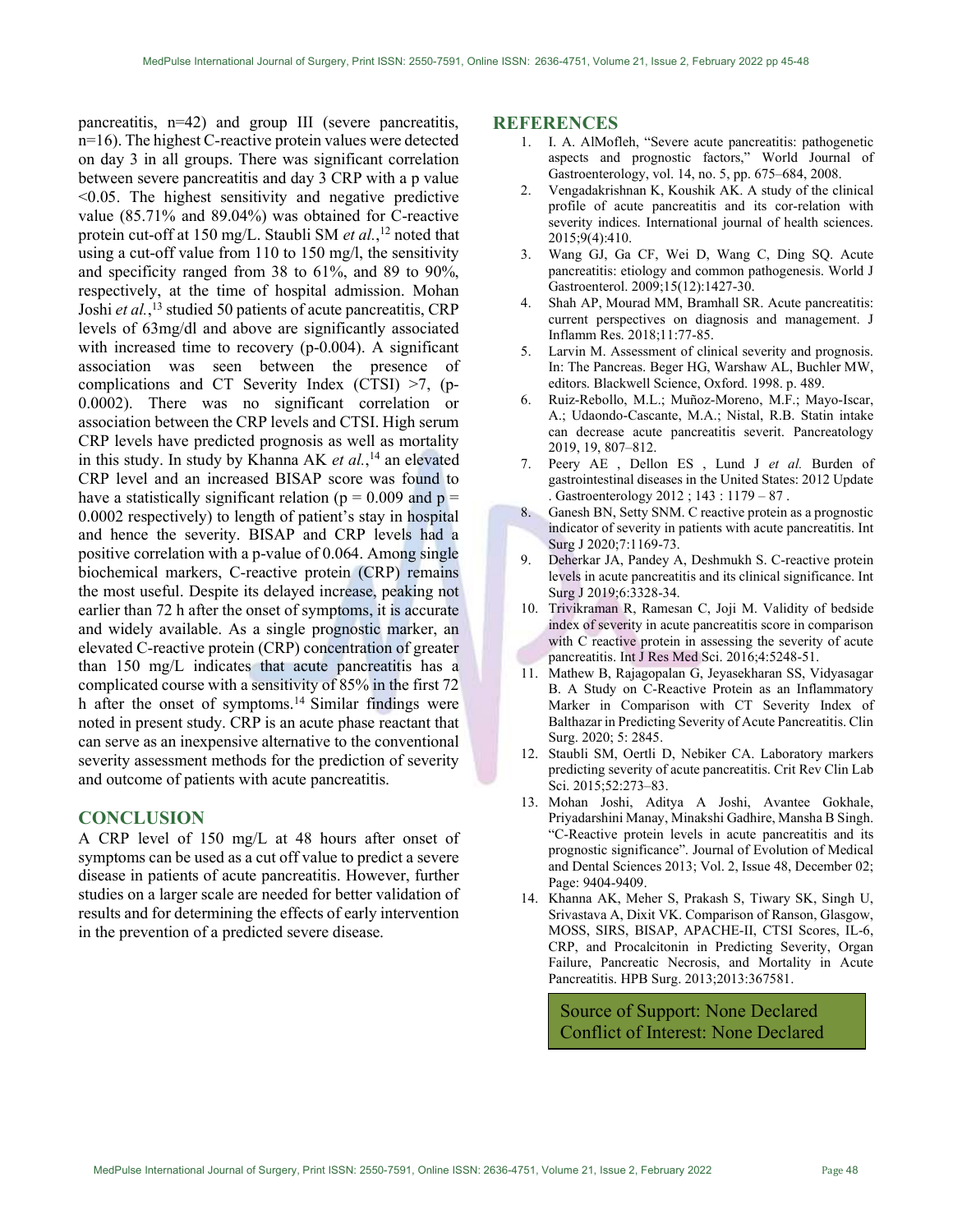pancreatitis, n=42) and group III (severe pancreatitis, n=16). The highest C-reactive protein values were detected on day 3 in all groups. There was significant correlation between severe pancreatitis and day 3 CRP with a p value <0.05. The highest sensitivity and negative predictive value (85.71% and 89.04%) was obtained for C-reactive protein cut-off at 150 mg/L. Staubli SM *et al.*,[12] noted that using a cut-off value from 110 to 150 mg/l, the sensitivity and specificity ranged from 38 to 61%, and 89 to 90%, respectively, at the time of hospital admission. Mohan Joshi *et al.*,[13] studied 50 patients of acute pancreatitis, CRP levels of 63mg/dl and above are significantly associated with increased time to recovery (p-0.004). A significant association was seen between the presence of complications and CT Severity Index (CTSI) >7, (p-0.0002). There was no significant correlation or association between the CRP levels and CTSI. High serum CRP levels have predicted prognosis as well as mortality in this study. In study by Khanna AK *et al.*,[14] an elevated CRP level and an increased BISAP score was found to have a statistically significant relation ($p = 0.009$ and $p = 0.0002$ respectively) to length of patient's stay in hospital and hence the severity. BISAP and CRP levels had a positive correlation with a p-value of 0.064. Among single biochemical markers, C-reactive protein (CRP) remains the most useful. Despite its delayed increase, peaking not earlier than 72 h after the onset of symptoms, it is accurate and widely available. As a single prognostic marker, an elevated C-reactive protein (CRP) concentration of greater than 150 mg/L indicates that acute pancreatitis has a complicated course with a sensitivity of 85% in the first 72 h after the onset of symptoms.[14] Similar findings were noted in present study. CRP is an acute phase reactant that can serve as an inexpensive alternative to the conventional severity assessment methods for the prediction of severity and outcome of patients with acute pancreatitis.

## CONCLUSION

A CRP level of 150 mg/L at 48 hours after onset of symptoms can be used as a cut off value to predict a severe disease in patients of acute pancreatitis. However, further studies on a larger scale are needed for better validation of results and for determining the effects of early intervention in the prevention of a predicted severe disease.

## REFERENCES

1. I. A. AlMofleh, "Severe acute pancreatitis: pathogenetic aspects and prognostic factors," World Journal of Gastroenterology, vol. 14, no. 5, pp. 675–684, 2008.
2. Vengadakrishnan K, Koushik AK. A study of the clinical profile of acute pancreatitis and its cor-relation with severity indices. International journal of health sciences. 2015;9(4):410.
3. Wang GJ, Ga CF, Wei D, Wang C, Ding SQ. Acute pancreatitis: etiology and common pathogenesis. World J Gastroenterol. 2009;15(12):1427-30.
4. Shah AP, Mourad MM, Bramhall SR. Acute pancreatitis: current perspectives on diagnosis and management. J Inflamm Res. 2018;11:77-85.
5. Larvin M. Assessment of clinical severity and prognosis. In: The Pancreas. Beger HG, Warshaw AL, Buchler MW, editors. Blackwell Science, Oxford. 1998. p. 489.
6. Ruiz-Rebollo, M.L.; Muñoz-Moreno, M.F.; Mayo-Iscar, A.; Udaondo-Cascante, M.A.; Nistal, R.B. Statin intake can decrease acute pancreatitis severit. Pancreatology 2019, 19, 807–812.
7. Peery AE , Dellon ES , Lund J *et al.* Burden of gastrointestinal diseases in the United States: 2012 Update . Gastroenterology 2012 ; 143 : 1179 – 87 .
8. Ganesh BN, Setty SNM. C reactive protein as a prognostic indicator of severity in patients with acute pancreatitis. Int Surg J 2020;7:1169-73.
9. Deherkar JA, Pandey A, Deshmukh S. C-reactive protein levels in acute pancreatitis and its clinical significance. Int Surg J 2019;6:3328-34.
10. Trivikraman R, Ramesan C, Joji M. Validity of bedside index of severity in acute pancreatitis score in comparison with C reactive protein in assessing the severity of acute pancreatitis. Int J Res Med Sci. 2016;4:5248-51.
11. Mathew B, Rajagopalan G, Jeyasekharan SS, Vidyasagar B. A Study on C-Reactive Protein as an Inflammatory Marker in Comparison with CT Severity Index of Balthazar in Predicting Severity of Acute Pancreatitis. Clin Surg. 2020; 5: 2845.
12. Staubli SM, Oertli D, Nebiker CA. Laboratory markers predicting severity of acute pancreatitis. Crit Rev Clin Lab Sci. 2015;52:273–83.
13. Mohan Joshi, Aditya A Joshi, Avantee Gokhale, Priyadarshini Manay, Minakshi Gadhire, Mansha B Singh. "C-Reactive protein levels in acute pancreatitis and its prognostic significance". Journal of Evolution of Medical and Dental Sciences 2013; Vol. 2, Issue 48, December 02; Page: 9404-9409.
14. Khanna AK, Meher S, Prakash S, Tiwary SK, Singh U, Srivastava A, Dixit VK. Comparison of Ranson, Glasgow, MOSS, SIRS, BISAP, APACHE-II, CTSI Scores, IL-6, CRP, and Procalcitonin in Predicting Severity, Organ Failure, Pancreatic Necrosis, and Mortality in Acute Pancreatitis. HPB Surg. 2013;2013:367581.

Source of Support: None Declared
Conflict of Interest: None Declared